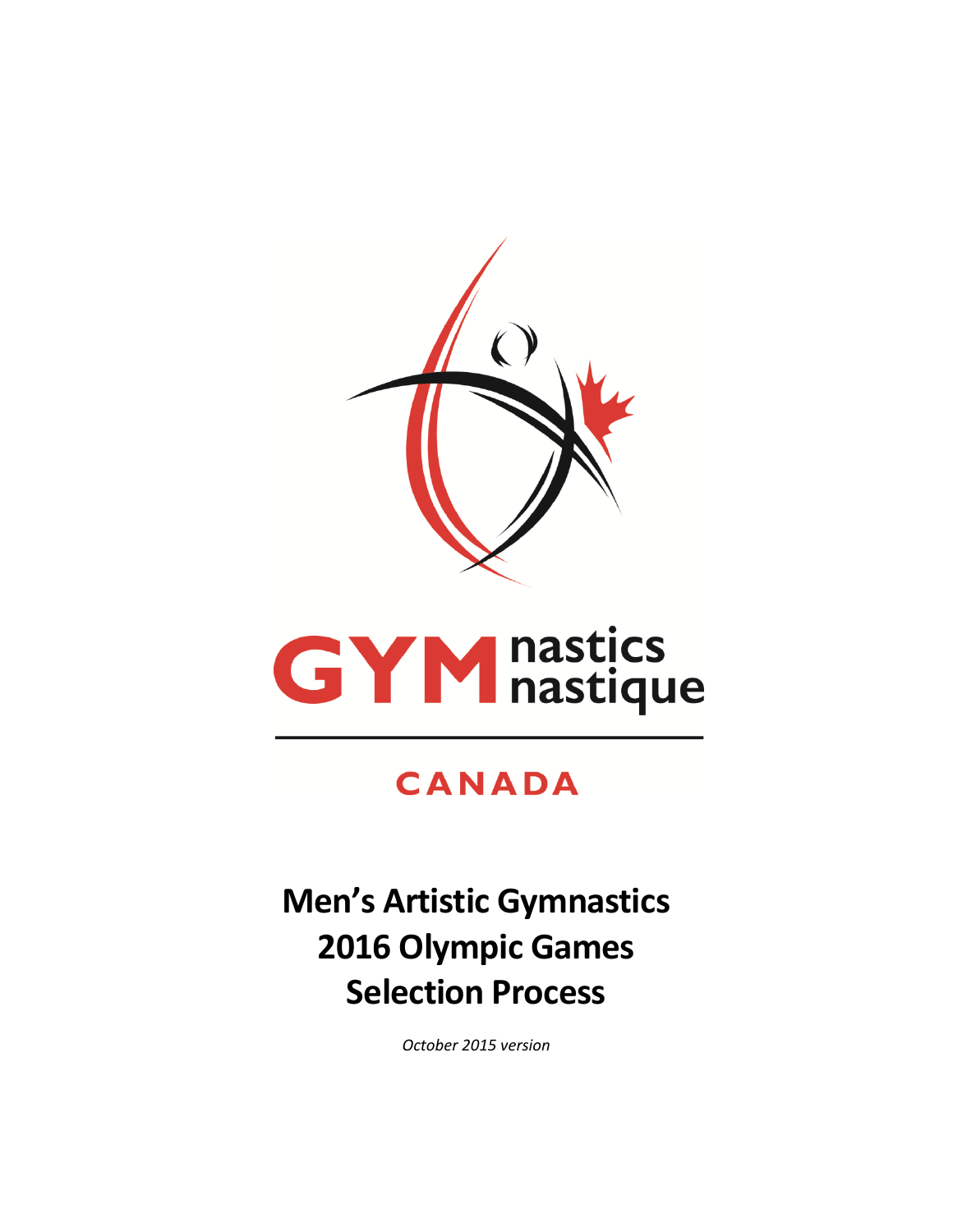GYM nastics nastique

CANADA

# Men's Artistic Gymnastics 2016 Olympic Games Selection Process

*October 2015 version*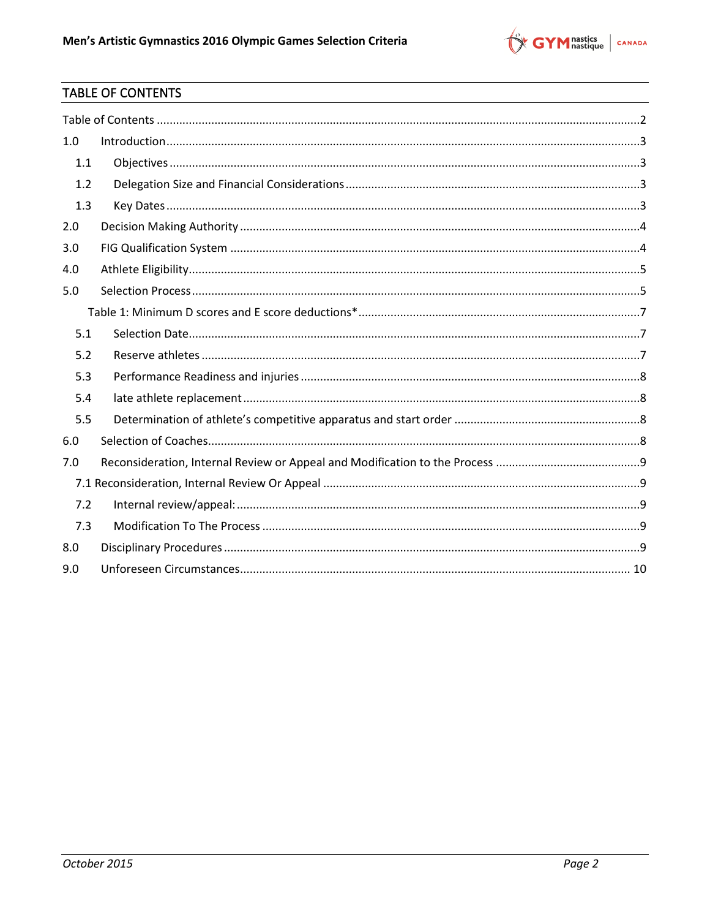## TABLE OF CONTENTS

Table of Contents ....................................................................................................................................2

1.0 Introduction ..................................................................................................................................3

1.1 Objectives ................................................................................................................................3

1.2 Delegation Size and Financial Considerations ...........................................................................3

1.3 Key Dates .................................................................................................................................3

2.0 Decision Making Authority ...........................................................................................................4

3.0 FIG Qualification System ..............................................................................................................4

4.0 Athlete Eligibility...........................................................................................................................5

5.0 Selection Process ..........................................................................................................................5

Table 1: Minimum D scores and E score deductions* .......................................................................7

5.1 Selection Date...........................................................................................................................7

5.2 Reserve athletes .......................................................................................................................7

5.3 Performance Readiness and injuries .........................................................................................8

5.4 late athlete replacement ...........................................................................................................8

5.5 Determination of athlete's competitive apparatus and start order ..........................................8

6.0 Selection of Coaches.....................................................................................................................8

7.0 Reconsideration, Internal Review or Appeal and Modification to the Process .............................9

7.1 Reconsideration, Internal Review Or Appeal ..................................................................................9

7.2 Internal review/appeal: ............................................................................................................9

7.3 Modification To The Process .....................................................................................................9

8.0 Disciplinary Procedures ................................................................................................................9

9.0 Unforeseen Circumstances.......................................................................................................... 10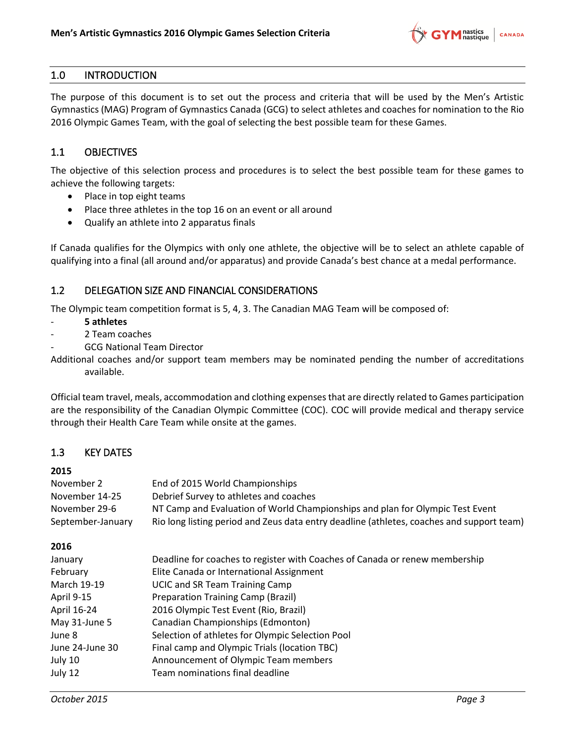## 1.0 INTRODUCTION

The purpose of this document is to set out the process and criteria that will be used by the Men's Artistic Gymnastics (MAG) Program of Gymnastics Canada (GCG) to select athletes and coaches for nomination to the Rio 2016 Olympic Games Team, with the goal of selecting the best possible team for these Games.

## 1.1 OBJECTIVES

The objective of this selection process and procedures is to select the best possible team for these games to achieve the following targets:

- Place in top eight teams
- Place three athletes in the top 16 on an event or all around
- Qualify an athlete into 2 apparatus finals

If Canada qualifies for the Olympics with only one athlete, the objective will be to select an athlete capable of qualifying into a final (all around and/or apparatus) and provide Canada's best chance at a medal performance.

## 1.2 DELEGATION SIZE AND FINANCIAL CONSIDERATIONS

The Olympic team competition format is 5, 4, 3. The Canadian MAG Team will be composed of:

- **5 athletes**
- 2 Team coaches
- GCG National Team Director

Additional coaches and/or support team members may be nominated pending the number of accreditations available.

Official team travel, meals, accommodation and clothing expenses that are directly related to Games participation are the responsibility of the Canadian Olympic Committee (COC). COC will provide medical and therapy service through their Health Care Team while onsite at the games.

## 1.3 KEY DATES

**2015**

| | |
|---|---|
| November 2 | End of 2015 World Championships |
| November 14-25 | Debrief Survey to athletes and coaches |
| November 29-6 | NT Camp and Evaluation of World Championships and plan for Olympic Test Event |
| September-January | Rio long listing period and Zeus data entry deadline (athletes, coaches and support team) |

**2016**

| | |
|---|---|
| January | Deadline for coaches to register with Coaches of Canada or renew membership |
| February | Elite Canada or International Assignment |
| March 19-19 | UCIC and SR Team Training Camp |
| April 9-15 | Preparation Training Camp (Brazil) |
| April 16-24 | 2016 Olympic Test Event (Rio, Brazil) |
| May 31-June 5 | Canadian Championships (Edmonton) |
| June 8 | Selection of athletes for Olympic Selection Pool |
| June 24-June 30 | Final camp and Olympic Trials (location TBC) |
| July 10 | Announcement of Olympic Team members |
| July 12 | Team nominations final deadline |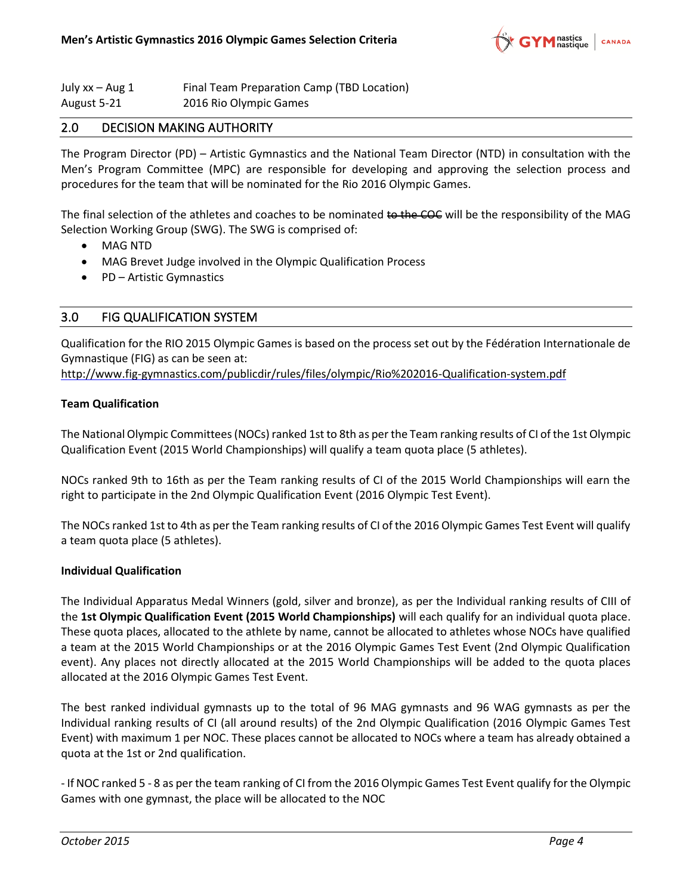| | |
|---|---|
| July xx – Aug 1 | Final Team Preparation Camp (TBD Location) |
| August 5-21 | 2016 Rio Olympic Games |

## 2.0 DECISION MAKING AUTHORITY

The Program Director (PD) – Artistic Gymnastics and the National Team Director (NTD) in consultation with the Men's Program Committee (MPC) are responsible for developing and approving the selection process and procedures for the team that will be nominated for the Rio 2016 Olympic Games.

The final selection of the athletes and coaches to be nominated ~~to the COC~~ will be the responsibility of the MAG Selection Working Group (SWG). The SWG is comprised of:

- MAG NTD
- MAG Brevet Judge involved in the Olympic Qualification Process
- PD – Artistic Gymnastics

## 3.0 FIG QUALIFICATION SYSTEM

Qualification for the RIO 2015 Olympic Games is based on the process set out by the Fédération Internationale de Gymnastique (FIG) as can be seen at:
http://www.fig-gymnastics.com/publicdir/rules/files/olympic/Rio%202016-Qualification-system.pdf

**Team Qualification**

The National Olympic Committees (NOCs) ranked 1st to 8th as per the Team ranking results of CI of the 1st Olympic Qualification Event (2015 World Championships) will qualify a team quota place (5 athletes).

NOCs ranked 9th to 16th as per the Team ranking results of CI of the 2015 World Championships will earn the right to participate in the 2nd Olympic Qualification Event (2016 Olympic Test Event).

The NOCs ranked 1st to 4th as per the Team ranking results of CI of the 2016 Olympic Games Test Event will qualify a team quota place (5 athletes).

**Individual Qualification**

The Individual Apparatus Medal Winners (gold, silver and bronze), as per the Individual ranking results of CIII of the **1st Olympic Qualification Event (2015 World Championships)** will each qualify for an individual quota place. These quota places, allocated to the athlete by name, cannot be allocated to athletes whose NOCs have qualified a team at the 2015 World Championships or at the 2016 Olympic Games Test Event (2nd Olympic Qualification event). Any places not directly allocated at the 2015 World Championships will be added to the quota places allocated at the 2016 Olympic Games Test Event.

The best ranked individual gymnasts up to the total of 96 MAG gymnasts and 96 WAG gymnasts as per the Individual ranking results of CI (all around results) of the 2nd Olympic Qualification (2016 Olympic Games Test Event) with maximum 1 per NOC. These places cannot be allocated to NOCs where a team has already obtained a quota at the 1st or 2nd qualification.

- If NOC ranked 5 - 8 as per the team ranking of CI from the 2016 Olympic Games Test Event qualify for the Olympic Games with one gymnast, the place will be allocated to the NOC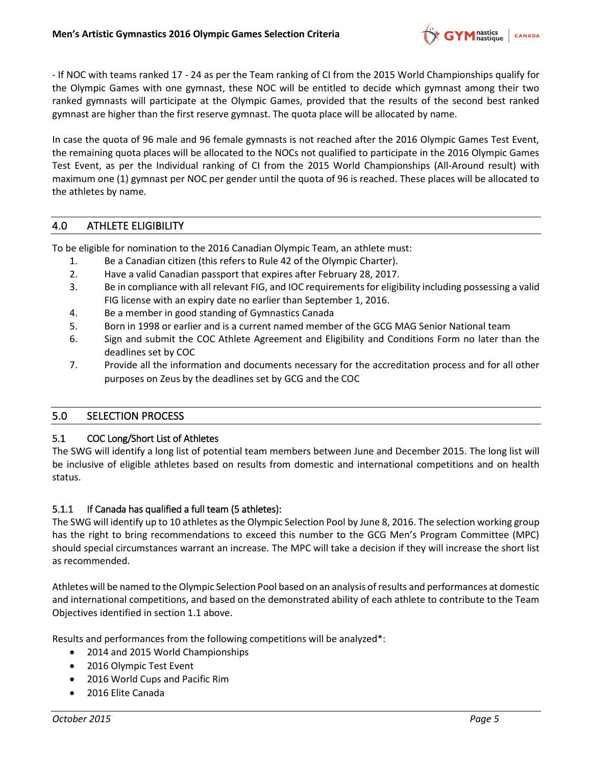- If NOC with teams ranked 17 - 24 as per the Team ranking of CI from the 2015 World Championships qualify for the Olympic Games with one gymnast, these NOC will be entitled to decide which gymnast among their two ranked gymnasts will participate at the Olympic Games, provided that the results of the second best ranked gymnast are higher than the first reserve gymnast. The quota place will be allocated by name.

In case the quota of 96 male and 96 female gymnasts is not reached after the 2016 Olympic Games Test Event, the remaining quota places will be allocated to the NOCs not qualified to participate in the 2016 Olympic Games Test Event, as per the Individual ranking of CI from the 2015 World Championships (All-Around result) with maximum one (1) gymnast per NOC per gender until the quota of 96 is reached. These places will be allocated to the athletes by name.

## 4.0 ATHLETE ELIGIBILITY

To be eligible for nomination to the 2016 Canadian Olympic Team, an athlete must:

1. Be a Canadian citizen (this refers to Rule 42 of the Olympic Charter).
2. Have a valid Canadian passport that expires after February 28, 2017.
3. Be in compliance with all relevant FIG, and IOC requirements for eligibility including possessing a valid FIG license with an expiry date no earlier than September 1, 2016.
4. Be a member in good standing of Gymnastics Canada
5. Born in 1998 or earlier and is a current named member of the GCG MAG Senior National team
6. Sign and submit the COC Athlete Agreement and Eligibility and Conditions Form no later than the deadlines set by COC
7. Provide all the information and documents necessary for the accreditation process and for all other purposes on Zeus by the deadlines set by GCG and the COC

## 5.0 SELECTION PROCESS

### 5.1 COC Long/Short List of Athletes

The SWG will identify a long list of potential team members between June and December 2015. The long list will be inclusive of eligible athletes based on results from domestic and international competitions and on health status.

#### 5.1.1 If Canada has qualified a full team (5 athletes):

The SWG will identify up to 10 athletes as the Olympic Selection Pool by June 8, 2016. The selection working group has the right to bring recommendations to exceed this number to the GCG Men's Program Committee (MPC) should special circumstances warrant an increase. The MPC will take a decision if they will increase the short list as recommended.

Athletes will be named to the Olympic Selection Pool based on an analysis of results and performances at domestic and international competitions, and based on the demonstrated ability of each athlete to contribute to the Team Objectives identified in section 1.1 above.

Results and performances from the following competitions will be analyzed*:

- 2014 and 2015 World Championships
- 2016 Olympic Test Event
- 2016 World Cups and Pacific Rim
- 2016 Elite Canada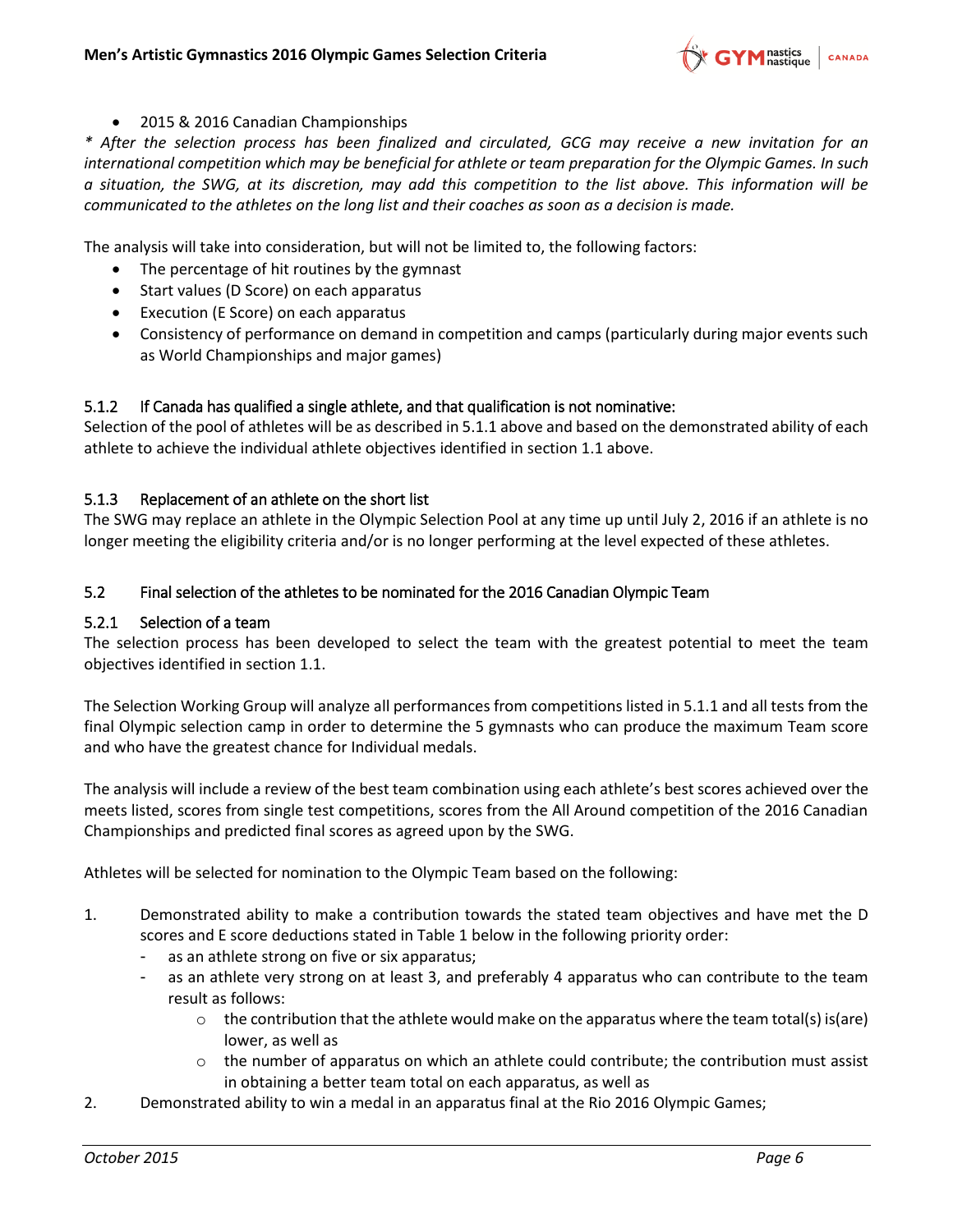- 2015 & 2016 Canadian Championships

*\* After the selection process has been finalized and circulated, GCG may receive a new invitation for an international competition which may be beneficial for athlete or team preparation for the Olympic Games. In such a situation, the SWG, at its discretion, may add this competition to the list above. This information will be communicated to the athletes on the long list and their coaches as soon as a decision is made.*

The analysis will take into consideration, but will not be limited to, the following factors:

- The percentage of hit routines by the gymnast
- Start values (D Score) on each apparatus
- Execution (E Score) on each apparatus
- Consistency of performance on demand in competition and camps (particularly during major events such as World Championships and major games)

### 5.1.2 If Canada has qualified a single athlete, and that qualification is not nominative:

Selection of the pool of athletes will be as described in 5.1.1 above and based on the demonstrated ability of each athlete to achieve the individual athlete objectives identified in section 1.1 above.

### 5.1.3 Replacement of an athlete on the short list

The SWG may replace an athlete in the Olympic Selection Pool at any time up until July 2, 2016 if an athlete is no longer meeting the eligibility criteria and/or is no longer performing at the level expected of these athletes.

## 5.2 Final selection of the athletes to be nominated for the 2016 Canadian Olympic Team

### 5.2.1 Selection of a team

The selection process has been developed to select the team with the greatest potential to meet the team objectives identified in section 1.1.

The Selection Working Group will analyze all performances from competitions listed in 5.1.1 and all tests from the final Olympic selection camp in order to determine the 5 gymnasts who can produce the maximum Team score and who have the greatest chance for Individual medals.

The analysis will include a review of the best team combination using each athlete's best scores achieved over the meets listed, scores from single test competitions, scores from the All Around competition of the 2016 Canadian Championships and predicted final scores as agreed upon by the SWG.

Athletes will be selected for nomination to the Olympic Team based on the following:

1. Demonstrated ability to make a contribution towards the stated team objectives and have met the D scores and E score deductions stated in Table 1 below in the following priority order:
   - as an athlete strong on five or six apparatus;
   - as an athlete very strong on at least 3, and preferably 4 apparatus who can contribute to the team result as follows:
     - the contribution that the athlete would make on the apparatus where the team total(s) is(are) lower, as well as
     - the number of apparatus on which an athlete could contribute; the contribution must assist in obtaining a better team total on each apparatus, as well as
2. Demonstrated ability to win a medal in an apparatus final at the Rio 2016 Olympic Games;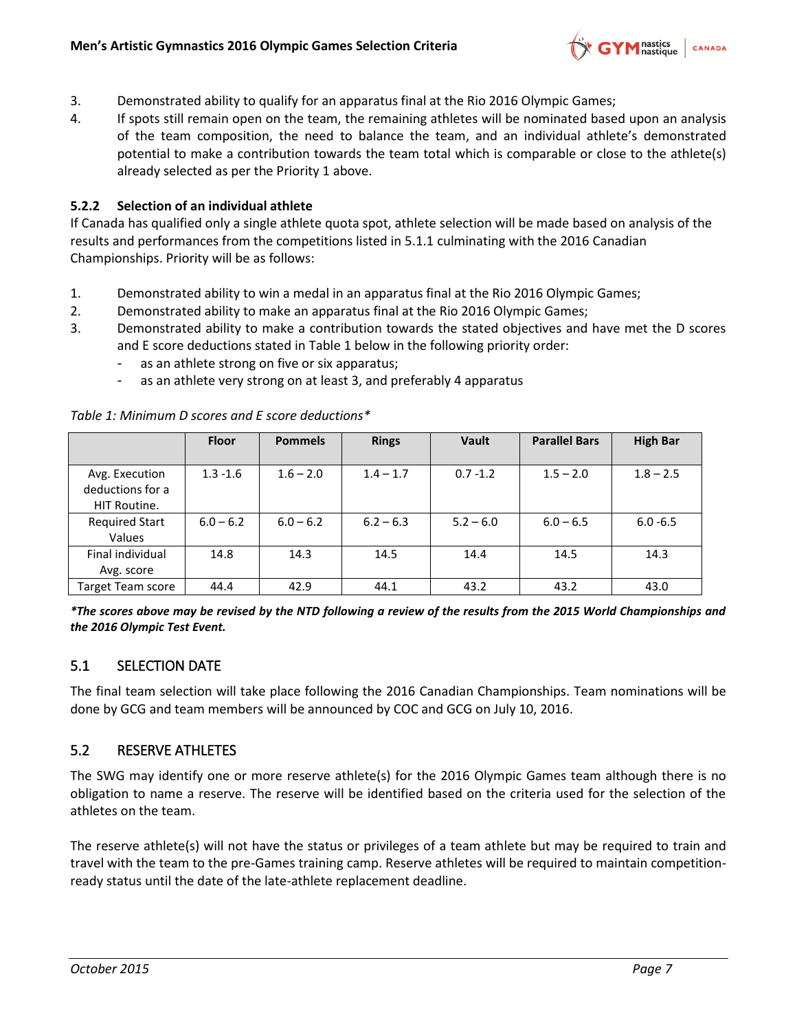3. Demonstrated ability to qualify for an apparatus final at the Rio 2016 Olympic Games;
4. If spots still remain open on the team, the remaining athletes will be nominated based upon an analysis of the team composition, the need to balance the team, and an individual athlete's demonstrated potential to make a contribution towards the team total which is comparable or close to the athlete(s) already selected as per the Priority 1 above.

#### 5.2.2 Selection of an individual athlete

If Canada has qualified only a single athlete quota spot, athlete selection will be made based on analysis of the results and performances from the competitions listed in 5.1.1 culminating with the 2016 Canadian Championships. Priority will be as follows:

1. Demonstrated ability to win a medal in an apparatus final at the Rio 2016 Olympic Games;
2. Demonstrated ability to make an apparatus final at the Rio 2016 Olympic Games;
3. Demonstrated ability to make a contribution towards the stated objectives and have met the D scores and E score deductions stated in Table 1 below in the following priority order:
   - as an athlete strong on five or six apparatus;
   - as an athlete very strong on at least 3, and preferably 4 apparatus

*Table 1: Minimum D scores and E score deductions**

| | Floor | Pommels | Rings | Vault | Parallel Bars | High Bar |
|---|---|---|---|---|---|---|
| Avg. Execution deductions for a HIT Routine. | 1.3 -1.6 | 1.6 – 2.0 | 1.4 – 1.7 | 0.7 -1.2 | 1.5 – 2.0 | 1.8 – 2.5 |
| Required Start Values | 6.0 – 6.2 | 6.0 – 6.2 | 6.2 – 6.3 | 5.2 – 6.0 | 6.0 – 6.5 | 6.0 -6.5 |
| Final individual Avg. score | 14.8 | 14.3 | 14.5 | 14.4 | 14.5 | 14.3 |
| Target Team score | 44.4 | 42.9 | 44.1 | 43.2 | 43.2 | 43.0 |

***The scores above may be revised by the NTD following a review of the results from the 2015 World Championships and the 2016 Olympic Test Event.***

## 5.1 SELECTION DATE

The final team selection will take place following the 2016 Canadian Championships. Team nominations will be done by GCG and team members will be announced by COC and GCG on July 10, 2016.

## 5.2 RESERVE ATHLETES

The SWG may identify one or more reserve athlete(s) for the 2016 Olympic Games team although there is no obligation to name a reserve. The reserve will be identified based on the criteria used for the selection of the athletes on the team.

The reserve athlete(s) will not have the status or privileges of a team athlete but may be required to train and travel with the team to the pre-Games training camp. Reserve athletes will be required to maintain competition-ready status until the date of the late-athlete replacement deadline.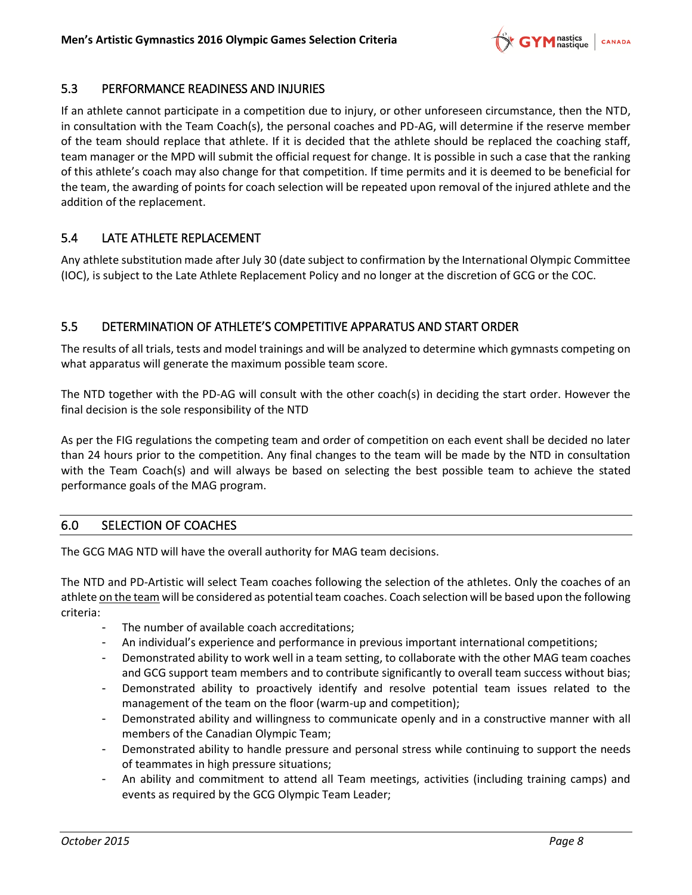## 5.3 PERFORMANCE READINESS AND INJURIES

If an athlete cannot participate in a competition due to injury, or other unforeseen circumstance, then the NTD, in consultation with the Team Coach(s), the personal coaches and PD-AG, will determine if the reserve member of the team should replace that athlete. If it is decided that the athlete should be replaced the coaching staff, team manager or the MPD will submit the official request for change. It is possible in such a case that the ranking of this athlete's coach may also change for that competition. If time permits and it is deemed to be beneficial for the team, the awarding of points for coach selection will be repeated upon removal of the injured athlete and the addition of the replacement.

## 5.4 LATE ATHLETE REPLACEMENT

Any athlete substitution made after July 30 (date subject to confirmation by the International Olympic Committee (IOC), is subject to the Late Athlete Replacement Policy and no longer at the discretion of GCG or the COC.

## 5.5 DETERMINATION OF ATHLETE'S COMPETITIVE APPARATUS AND START ORDER

The results of all trials, tests and model trainings and will be analyzed to determine which gymnasts competing on what apparatus will generate the maximum possible team score.

The NTD together with the PD-AG will consult with the other coach(s) in deciding the start order. However the final decision is the sole responsibility of the NTD

As per the FIG regulations the competing team and order of competition on each event shall be decided no later than 24 hours prior to the competition. Any final changes to the team will be made by the NTD in consultation with the Team Coach(s) and will always be based on selecting the best possible team to achieve the stated performance goals of the MAG program.

# 6.0 SELECTION OF COACHES

The GCG MAG NTD will have the overall authority for MAG team decisions.

The NTD and PD-Artistic will select Team coaches following the selection of the athletes. Only the coaches of an athlete on the team will be considered as potential team coaches. Coach selection will be based upon the following criteria:

- The number of available coach accreditations;
- An individual's experience and performance in previous important international competitions;
- Demonstrated ability to work well in a team setting, to collaborate with the other MAG team coaches and GCG support team members and to contribute significantly to overall team success without bias;
- Demonstrated ability to proactively identify and resolve potential team issues related to the management of the team on the floor (warm-up and competition);
- Demonstrated ability and willingness to communicate openly and in a constructive manner with all members of the Canadian Olympic Team;
- Demonstrated ability to handle pressure and personal stress while continuing to support the needs of teammates in high pressure situations;
- An ability and commitment to attend all Team meetings, activities (including training camps) and events as required by the GCG Olympic Team Leader;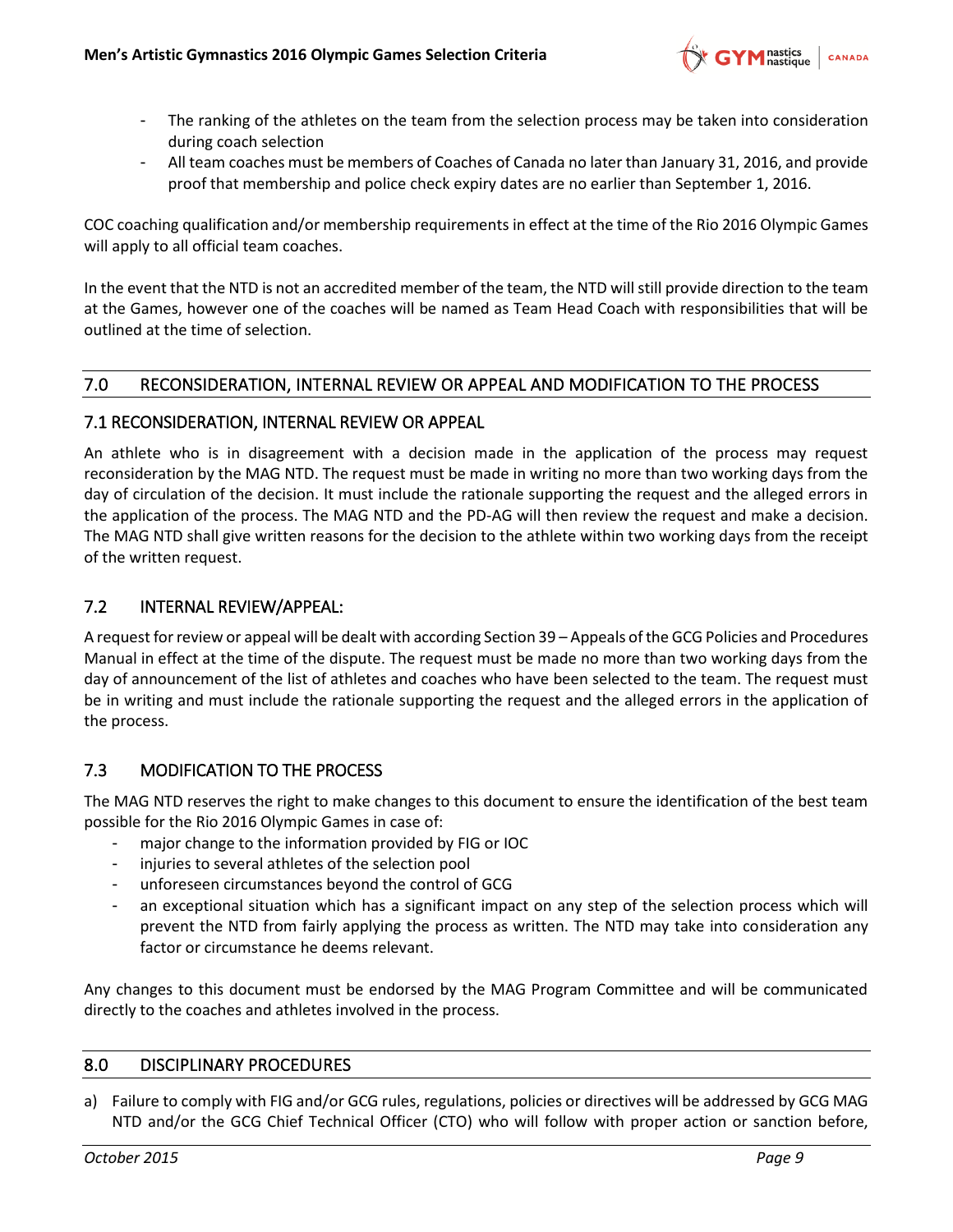- The ranking of the athletes on the team from the selection process may be taken into consideration during coach selection
- All team coaches must be members of Coaches of Canada no later than January 31, 2016, and provide proof that membership and police check expiry dates are no earlier than September 1, 2016.

COC coaching qualification and/or membership requirements in effect at the time of the Rio 2016 Olympic Games will apply to all official team coaches.

In the event that the NTD is not an accredited member of the team, the NTD will still provide direction to the team at the Games, however one of the coaches will be named as Team Head Coach with responsibilities that will be outlined at the time of selection.

## 7.0 RECONSIDERATION, INTERNAL REVIEW OR APPEAL AND MODIFICATION TO THE PROCESS

### 7.1 RECONSIDERATION, INTERNAL REVIEW OR APPEAL

An athlete who is in disagreement with a decision made in the application of the process may request reconsideration by the MAG NTD. The request must be made in writing no more than two working days from the day of circulation of the decision. It must include the rationale supporting the request and the alleged errors in the application of the process. The MAG NTD and the PD-AG will then review the request and make a decision. The MAG NTD shall give written reasons for the decision to the athlete within two working days from the receipt of the written request.

### 7.2 INTERNAL REVIEW/APPEAL:

A request for review or appeal will be dealt with according Section 39 – Appeals of the GCG Policies and Procedures Manual in effect at the time of the dispute. The request must be made no more than two working days from the day of announcement of the list of athletes and coaches who have been selected to the team. The request must be in writing and must include the rationale supporting the request and the alleged errors in the application of the process.

### 7.3 MODIFICATION TO THE PROCESS

The MAG NTD reserves the right to make changes to this document to ensure the identification of the best team possible for the Rio 2016 Olympic Games in case of:

- major change to the information provided by FIG or IOC
- injuries to several athletes of the selection pool
- unforeseen circumstances beyond the control of GCG
- an exceptional situation which has a significant impact on any step of the selection process which will prevent the NTD from fairly applying the process as written. The NTD may take into consideration any factor or circumstance he deems relevant.

Any changes to this document must be endorsed by the MAG Program Committee and will be communicated directly to the coaches and athletes involved in the process.

## 8.0 DISCIPLINARY PROCEDURES

a) Failure to comply with FIG and/or GCG rules, regulations, policies or directives will be addressed by GCG MAG NTD and/or the GCG Chief Technical Officer (CTO) who will follow with proper action or sanction before,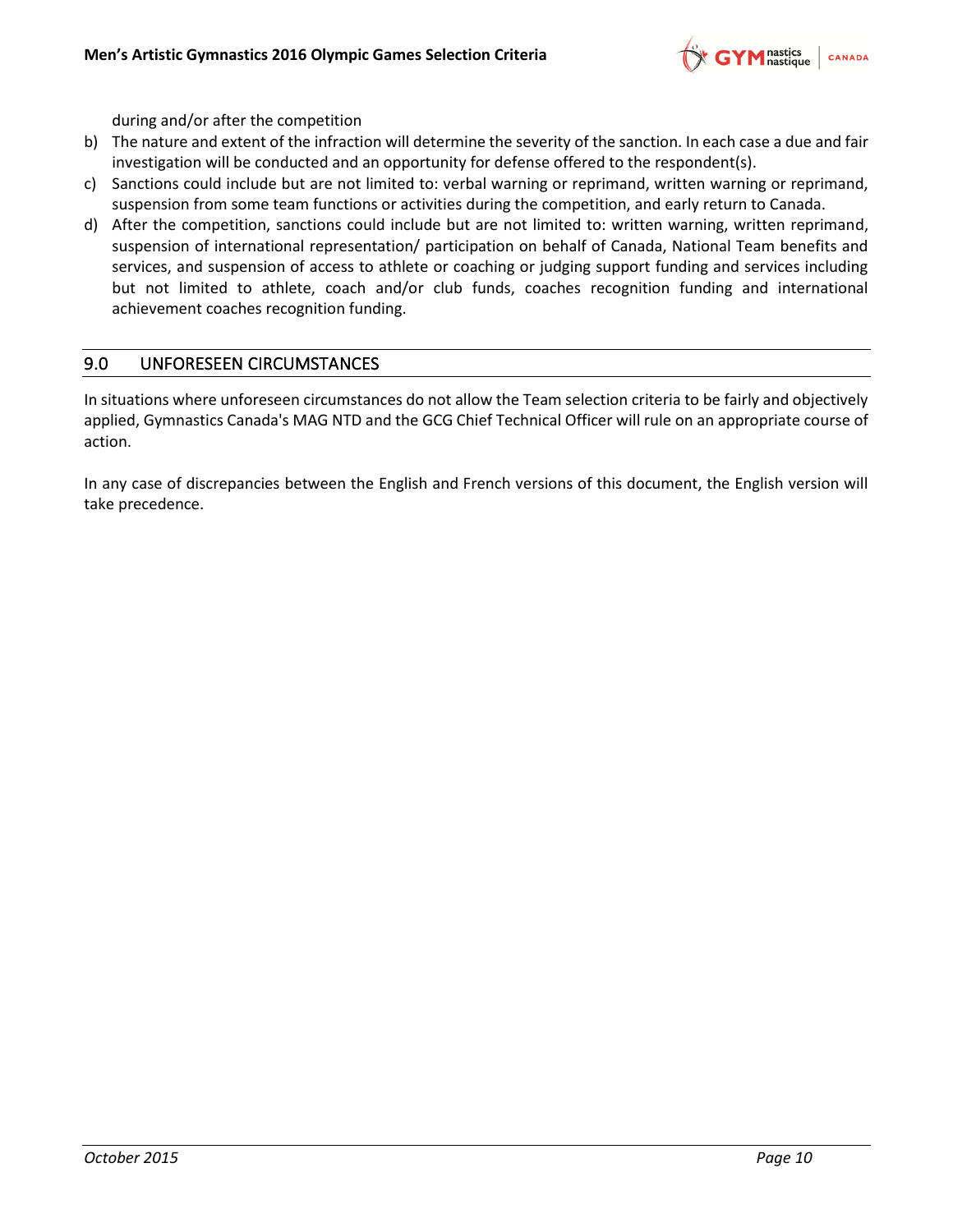during and/or after the competition

b) The nature and extent of the infraction will determine the severity of the sanction. In each case a due and fair investigation will be conducted and an opportunity for defense offered to the respondent(s).

c) Sanctions could include but are not limited to: verbal warning or reprimand, written warning or reprimand, suspension from some team functions or activities during the competition, and early return to Canada.

d) After the competition, sanctions could include but are not limited to: written warning, written reprimand, suspension of international representation/ participation on behalf of Canada, National Team benefits and services, and suspension of access to athlete or coaching or judging support funding and services including but not limited to athlete, coach and/or club funds, coaches recognition funding and international achievement coaches recognition funding.

## 9.0 UNFORESEEN CIRCUMSTANCES

In situations where unforeseen circumstances do not allow the Team selection criteria to be fairly and objectively applied, Gymnastics Canada's MAG NTD and the GCG Chief Technical Officer will rule on an appropriate course of action.

In any case of discrepancies between the English and French versions of this document, the English version will take precedence.